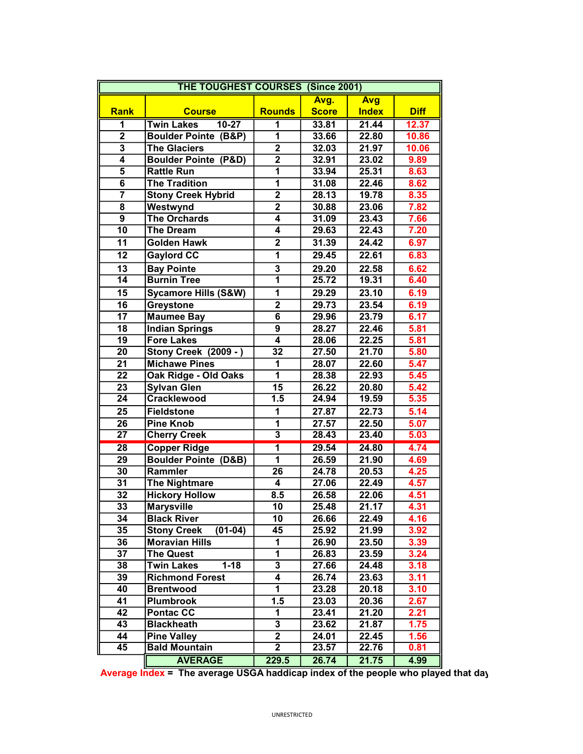| THE TOUGHEST COURSES (Since 2001) | | | | | |
|---|---|---|---|---|---|
| **Rank** | **Course** | **Rounds** | **Avg. Score** | **Avg Index** | **Diff** |
| 1 | Twin Lakes 10-27 | 1 | 33.81 | 21.44 | 12.37 |
| 2 | Boulder Pointe (B&P) | 1 | 33.66 | 22.80 | 10.86 |
| 3 | The Glaciers | 2 | 32.03 | 21.97 | 10.06 |
| 4 | Boulder Pointe (P&D) | 2 | 32.91 | 23.02 | 9.89 |
| 5 | Rattle Run | 1 | 33.94 | 25.31 | 8.63 |
| 6 | The Tradition | 1 | 31.08 | 22.46 | 8.62 |
| 7 | Stony Creek Hybrid | 2 | 28.13 | 19.78 | 8.35 |
| 8 | Westwynd | 2 | 30.88 | 23.06 | 7.82 |
| 9 | The Orchards | 4 | 31.09 | 23.43 | 7.66 |
| 10 | The Dream | 4 | 29.63 | 22.43 | 7.20 |
| 11 | Golden Hawk | 2 | 31.39 | 24.42 | 6.97 |
| 12 | Gaylord CC | 1 | 29.45 | 22.61 | 6.83 |
| 13 | Bay Pointe | 3 | 29.20 | 22.58 | 6.62 |
| 14 | Burnin Tree | 1 | 25.72 | 19.31 | 6.40 |
| 15 | Sycamore Hills (S&W) | 1 | 29.29 | 23.10 | 6.19 |
| 16 | Greystone | 2 | 29.73 | 23.54 | 6.19 |
| 17 | Maumee Bay | 6 | 29.96 | 23.79 | 6.17 |
| 18 | Indian Springs | 9 | 28.27 | 22.46 | 5.81 |
| 19 | Fore Lakes | 4 | 28.06 | 22.25 | 5.81 |
| 20 | Stony Creek (2009 - ) | 32 | 27.50 | 21.70 | 5.80 |
| 21 | Michawe Pines | 1 | 28.07 | 22.60 | 5.47 |
| 22 | Oak Ridge - Old Oaks | 1 | 28.38 | 22.93 | 5.45 |
| 23 | Sylvan Glen | 15 | 26.22 | 20.80 | 5.42 |
| 24 | Cracklewood | 1.5 | 24.94 | 19.59 | 5.35 |
| 25 | Fieldstone | 1 | 27.87 | 22.73 | 5.14 |
| 26 | Pine Knob | 1 | 27.57 | 22.50 | 5.07 |
| 27 | Cherry Creek | 3 | 28.43 | 23.40 | 5.03 |
| 28 | Copper Ridge | 1 | 29.54 | 24.80 | 4.74 |
| 29 | Boulder Pointe (D&B) | 1 | 26.59 | 21.90 | 4.69 |
| 30 | Rammler | 26 | 24.78 | 20.53 | 4.25 |
| 31 | The Nightmare | 4 | 27.06 | 22.49 | 4.57 |
| 32 | Hickory Hollow | 8.5 | 26.58 | 22.06 | 4.51 |
| 33 | Marysville | 10 | 25.48 | 21.17 | 4.31 |
| 34 | Black River | 10 | 26.66 | 22.49 | 4.16 |
| 35 | Stony Creek (01-04) | 45 | 25.92 | 21.99 | 3.92 |
| 36 | Moravian Hills | 1 | 26.90 | 23.50 | 3.39 |
| 37 | The Quest | 1 | 26.83 | 23.59 | 3.24 |
| 38 | Twin Lakes 1-18 | 3 | 27.66 | 24.48 | 3.18 |
| 39 | Richmond Forest | 4 | 26.74 | 23.63 | 3.11 |
| 40 | Brentwood | 1 | 23.28 | 20.18 | 3.10 |
| 41 | Plumbrook | 1.5 | 23.03 | 20.36 | 2.67 |
| 42 | Pontac CC | 1 | 23.41 | 21.20 | 2.21 |
| 43 | Blackheath | 3 | 23.62 | 21.87 | 1.75 |
| 44 | Pine Valley | 2 | 24.01 | 22.45 | 1.56 |
| 45 | Bald Mountain | 2 | 23.57 | 22.76 | 0.81 |
| | **AVERAGE** | **229.5** | **26.74** | **21.75** | **4.99** |

**Average Index =** The average USGA haddicap index of the people who played that day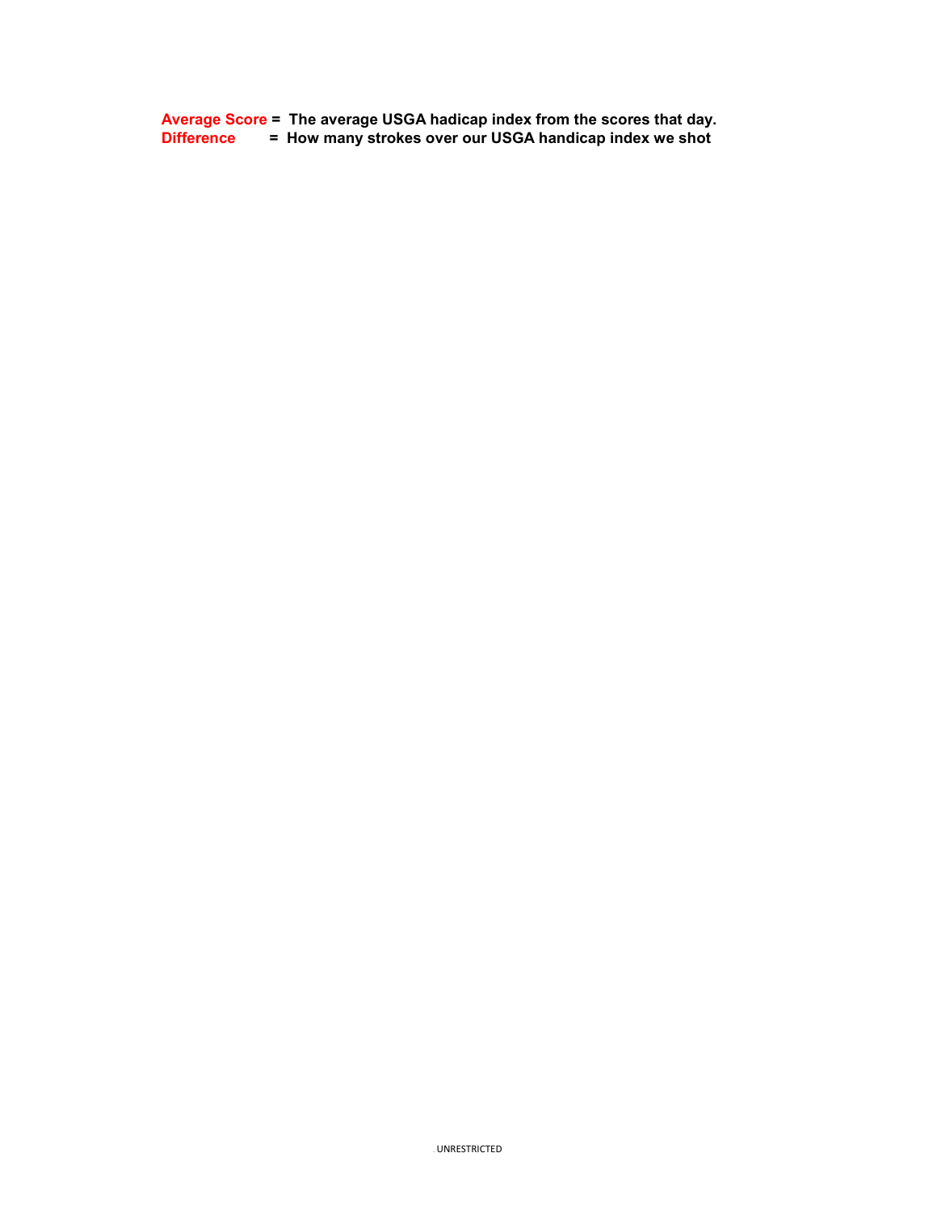**Average Score** = **The average USGA hadicap index from the scores that day.**
**Difference** = **How many strokes over our USGA handicap index we shot**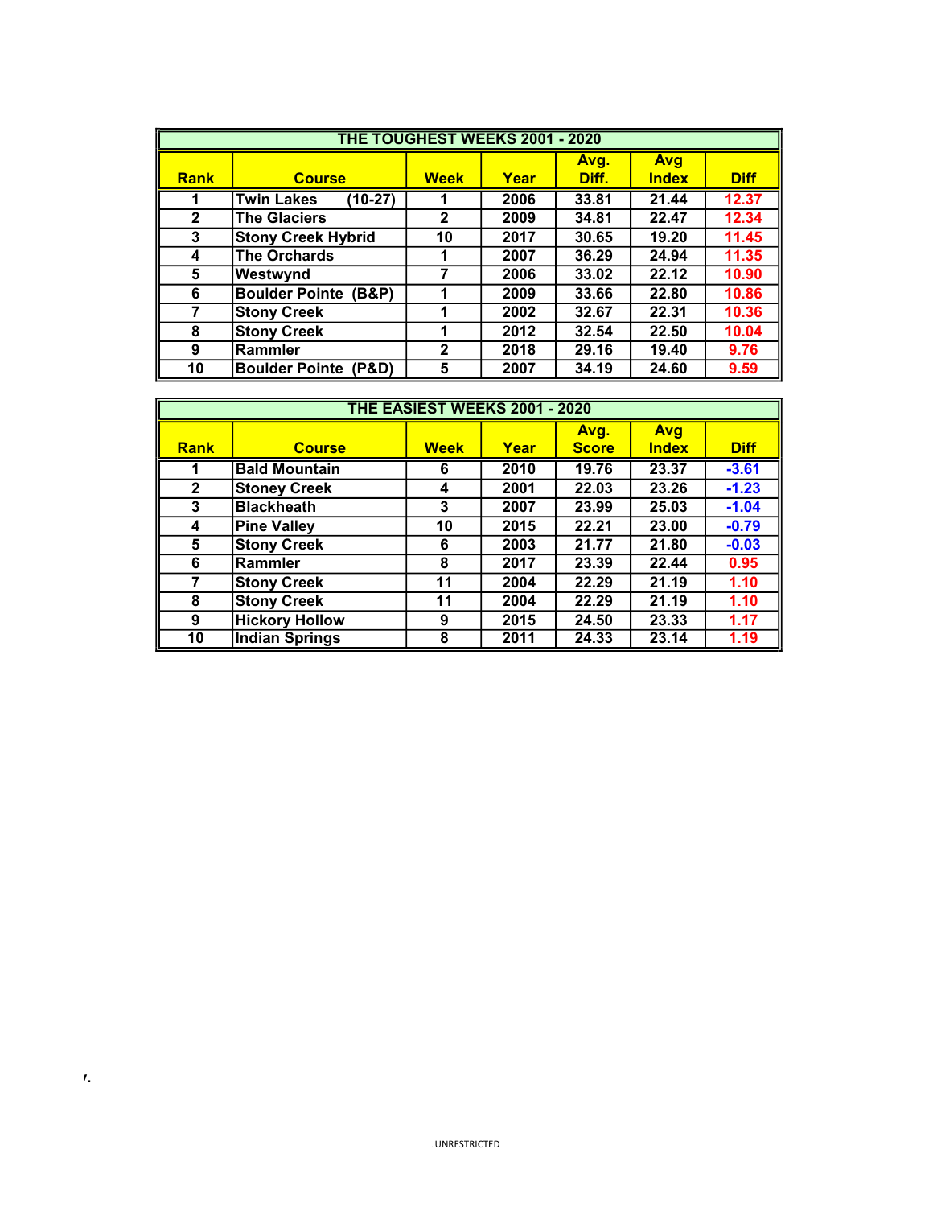| THE TOUGHEST WEEKS 2001 - 2020 | | | | | | |
|---|---|---|---|---|---|---|
| **Rank** | **Course** | **Week** | **Year** | **Avg. Diff.** | **Avg Index** | **Diff** |
| 1 | Twin Lakes (10-27) | 1 | 2006 | 33.81 | 21.44 | 12.37 |
| 2 | The Glaciers | 2 | 2009 | 34.81 | 22.47 | 12.34 |
| 3 | Stony Creek Hybrid | 10 | 2017 | 30.65 | 19.20 | 11.45 |
| 4 | The Orchards | 1 | 2007 | 36.29 | 24.94 | 11.35 |
| 5 | Westwynd | 7 | 2006 | 33.02 | 22.12 | 10.90 |
| 6 | Boulder Pointe (B&P) | 1 | 2009 | 33.66 | 22.80 | 10.86 |
| 7 | Stony Creek | 1 | 2002 | 32.67 | 22.31 | 10.36 |
| 8 | Stony Creek | 1 | 2012 | 32.54 | 22.50 | 10.04 |
| 9 | Rammler | 2 | 2018 | 29.16 | 19.40 | 9.76 |
| 10 | Boulder Pointe (P&D) | 5 | 2007 | 34.19 | 24.60 | 9.59 |

| THE EASIEST WEEKS 2001 - 2020 | | | | | | |
|---|---|---|---|---|---|---|
| **Rank** | **Course** | **Week** | **Year** | **Avg. Score** | **Avg Index** | **Diff** |
| 1 | Bald Mountain | 6 | 2010 | 19.76 | 23.37 | -3.61 |
| 2 | Stoney Creek | 4 | 2001 | 22.03 | 23.26 | -1.23 |
| 3 | Blackheath | 3 | 2007 | 23.99 | 25.03 | -1.04 |
| 4 | Pine Valley | 10 | 2015 | 22.21 | 23.00 | -0.79 |
| 5 | Stony Creek | 6 | 2003 | 21.77 | 21.80 | -0.03 |
| 6 | Rammler | 8 | 2017 | 23.39 | 22.44 | 0.95 |
| 7 | Stony Creek | 11 | 2004 | 22.29 | 21.19 | 1.10 |
| 8 | Stony Creek | 11 | 2004 | 22.29 | 21.19 | 1.10 |
| 9 | Hickory Hollow | 9 | 2015 | 24.50 | 23.33 | 1.17 |
| 10 | Indian Springs | 8 | 2011 | 24.33 | 23.14 | 1.19 |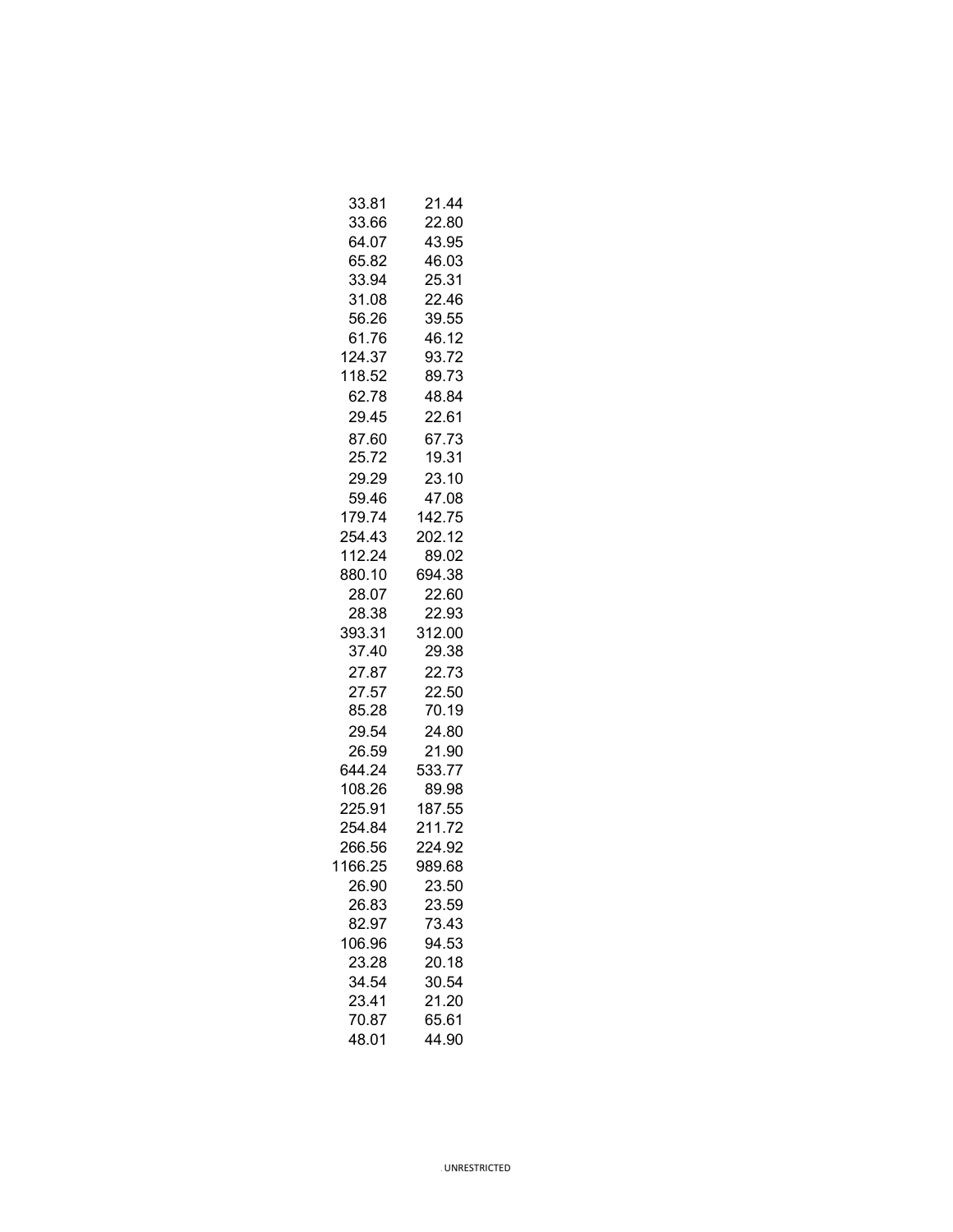| | |
|---|---|
| 33.81 | 21.44 |
| 33.66 | 22.80 |
| 64.07 | 43.95 |
| 65.82 | 46.03 |
| 33.94 | 25.31 |
| 31.08 | 22.46 |
| 56.26 | 39.55 |
| 61.76 | 46.12 |
| 124.37 | 93.72 |
| 118.52 | 89.73 |
| 62.78 | 48.84 |
| 29.45 | 22.61 |
| 87.60 | 67.73 |
| 25.72 | 19.31 |
| 29.29 | 23.10 |
| 59.46 | 47.08 |
| 179.74 | 142.75 |
| 254.43 | 202.12 |
| 112.24 | 89.02 |
| 880.10 | 694.38 |
| 28.07 | 22.60 |
| 28.38 | 22.93 |
| 393.31 | 312.00 |
| 37.40 | 29.38 |
| 27.87 | 22.73 |
| 27.57 | 22.50 |
| 85.28 | 70.19 |
| 29.54 | 24.80 |
| 26.59 | 21.90 |
| 644.24 | 533.77 |
| 108.26 | 89.98 |
| 225.91 | 187.55 |
| 254.84 | 211.72 |
| 266.56 | 224.92 |
| 1166.25 | 989.68 |
| 26.90 | 23.50 |
| 26.83 | 23.59 |
| 82.97 | 73.43 |
| 106.96 | 94.53 |
| 23.28 | 20.18 |
| 34.54 | 30.54 |
| 23.41 | 21.20 |
| 70.87 | 65.61 |
| 48.01 | 44.90 |

UNRESTRICTED